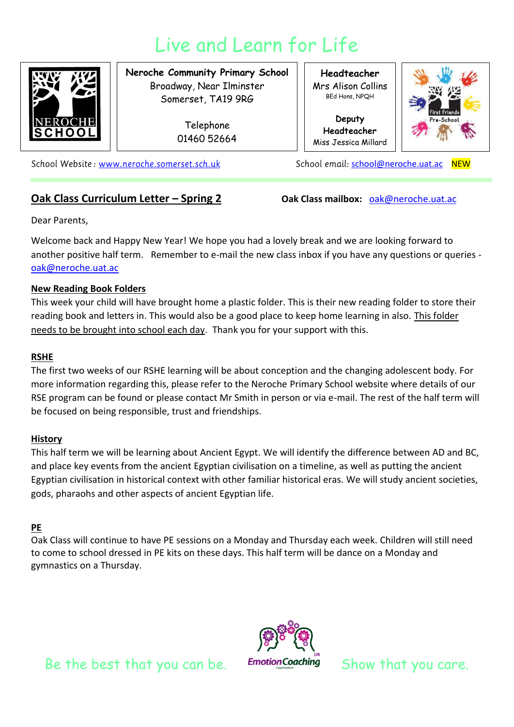# Live and Learn for Life

**Neroche Community Primary School**
Broadway, Near Ilminster
Somerset, TA19 9RG

Telephone
01460 52664

**Headteacher**
Mrs Alison Collins
BEd Hons, NPQH

**Deputy Headteacher**
Miss Jessica Millard

School Website : www.neroche.somerset.sch.uk

School email: school@neroche.uat.ac NEW

## Oak Class Curriculum Letter – Spring 2

**Oak Class mailbox:** oak@neroche.uat.ac

Dear Parents,

Welcome back and Happy New Year! We hope you had a lovely break and we are looking forward to another positive half term. Remember to e-mail the new class inbox if you have any questions or queries - oak@neroche.uat.ac

### New Reading Book Folders

This week your child will have brought home a plastic folder. This is their new reading folder to store their reading book and letters in. This would also be a good place to keep home learning in also. This folder needs to be brought into school each day. Thank you for your support with this.

### RSHE

The first two weeks of our RSHE learning will be about conception and the changing adolescent body. For more information regarding this, please refer to the Neroche Primary School website where details of our RSE program can be found or please contact Mr Smith in person or via e-mail. The rest of the half term will be focused on being responsible, trust and friendships.

### History

This half term we will be learning about Ancient Egypt. We will identify the difference between AD and BC, and place key events from the ancient Egyptian civilisation on a timeline, as well as putting the ancient Egyptian civilisation in historical context with other familiar historical eras. We will study ancient societies, gods, pharaohs and other aspects of ancient Egyptian life.

### PE

Oak Class will continue to have PE sessions on a Monday and Thursday each week. Children will still need to come to school dressed in PE kits on these days. This half term will be dance on a Monday and gymnastics on a Thursday.

Be the best that you can be. Show that you care.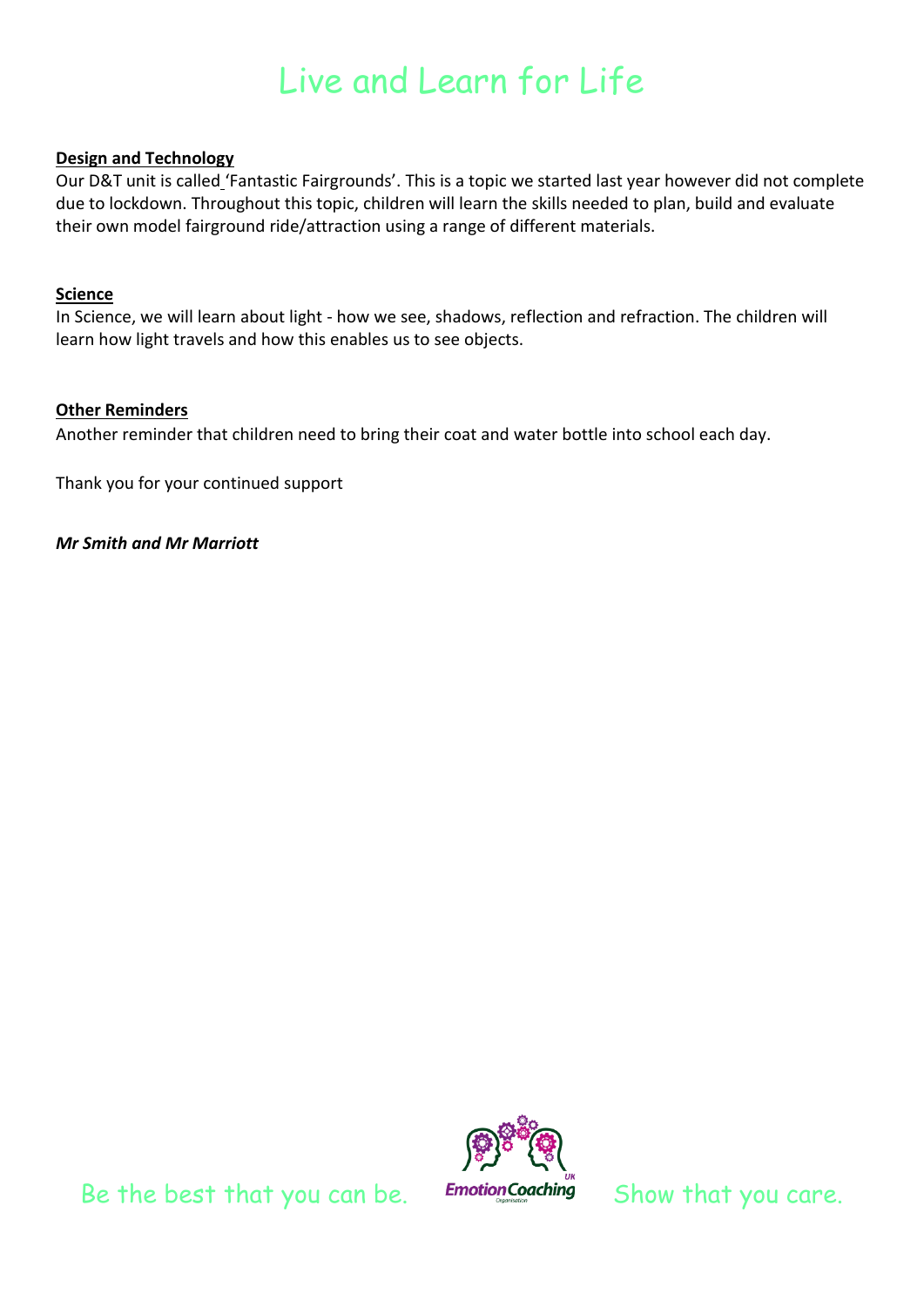**Design and Technology**

Our D&T unit is called 'Fantastic Fairgrounds'. This is a topic we started last year however did not complete due to lockdown. Throughout this topic, children will learn the skills needed to plan, build and evaluate their own model fairground ride/attraction using a range of different materials.

**Science**

In Science, we will learn about light - how we see, shadows, reflection and refraction. The children will learn how light travels and how this enables us to see objects.

**Other Reminders**

Another reminder that children need to bring their coat and water bottle into school each day.

Thank you for your continued support

***Mr Smith and Mr Marriott***